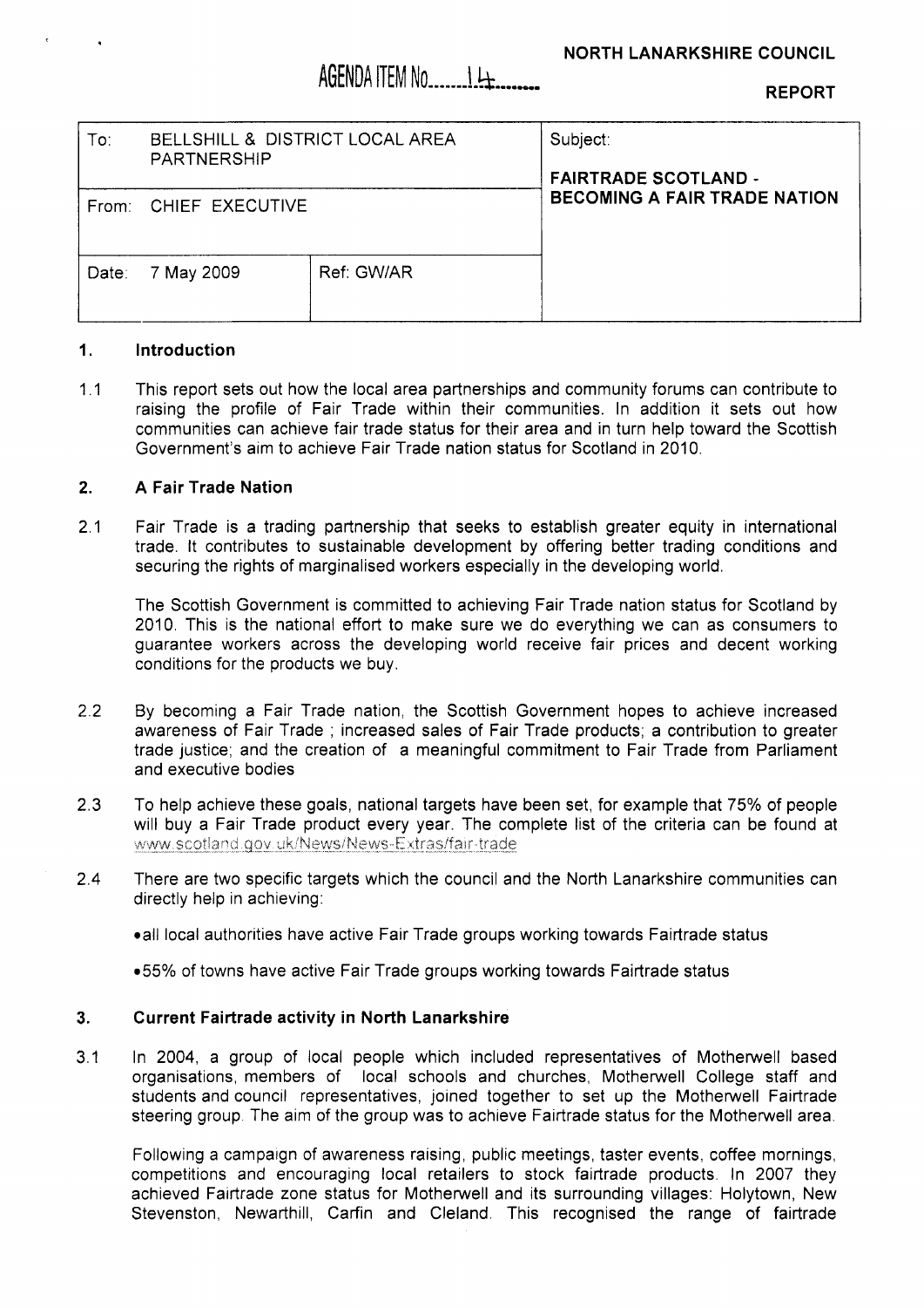NORTH LANARKSHIRE COUNCIL

AGENDA ITEM No......14.......

REPORT

| To: BELLSHILL & DISTRICT LOCAL AREA PARTNERSHIP | | Subject: FAIRTRADE SCOTLAND - BECOMING A FAIR TRADE NATION |
|---|---|---|
| From: CHIEF EXECUTIVE | | |
| Date: 7 May 2009 | Ref: GW/AR | |

## 1. Introduction

1.1 This report sets out how the local area partnerships and community forums can contribute to raising the profile of Fair Trade within their communities. In addition it sets out how communities can achieve fair trade status for their area and in turn help toward the Scottish Government's aim to achieve Fair Trade nation status for Scotland in 2010.

## 2. A Fair Trade Nation

2.1 Fair Trade is a trading partnership that seeks to establish greater equity in international trade. It contributes to sustainable development by offering better trading conditions and securing the rights of marginalised workers especially in the developing world.

The Scottish Government is committed to achieving Fair Trade nation status for Scotland by 2010. This is the national effort to make sure we do everything we can as consumers to guarantee workers across the developing world receive fair prices and decent working conditions for the products we buy.

2.2 By becoming a Fair Trade nation, the Scottish Government hopes to achieve increased awareness of Fair Trade ; increased sales of Fair Trade products; a contribution to greater trade justice; and the creation of a meaningful commitment to Fair Trade from Parliament and executive bodies

2.3 To help achieve these goals, national targets have been set, for example that 75% of people will buy a Fair Trade product every year. The complete list of the criteria can be found at www.scotland.gov.uk/News/News-Extras/fair-trade

2.4 There are two specific targets which the council and the North Lanarkshire communities can directly help in achieving:

- all local authorities have active Fair Trade groups working towards Fairtrade status
- 55% of towns have active Fair Trade groups working towards Fairtrade status

## 3. Current Fairtrade activity in North Lanarkshire

3.1 In 2004, a group of local people which included representatives of Motherwell based organisations, members of local schools and churches, Motherwell College staff and students and council representatives, joined together to set up the Motherwell Fairtrade steering group. The aim of the group was to achieve Fairtrade status for the Motherwell area.

Following a campaign of awareness raising, public meetings, taster events, coffee mornings, competitions and encouraging local retailers to stock fairtrade products. In 2007 they achieved Fairtrade zone status for Motherwell and its surrounding villages: Holytown, New Stevenston, Newarthill, Carfin and Cleland. This recognised the range of fairtrade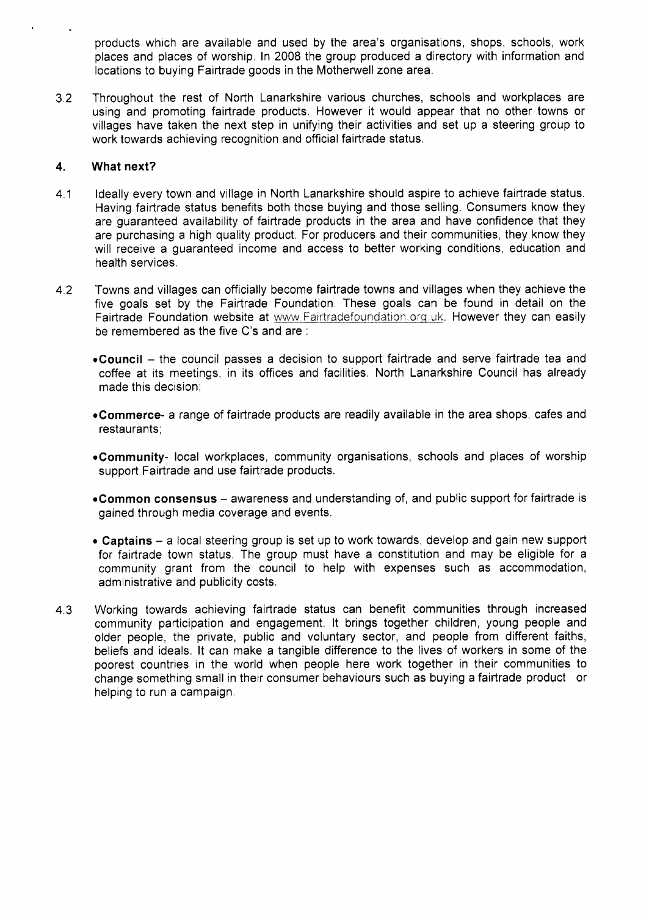products which are available and used by the area's organisations, shops, schools, work places and places of worship. In 2008 the group produced a directory with information and locations to buying Fairtrade goods in the Motherwell zone area.

3.2 Throughout the rest of North Lanarkshire various churches, schools and workplaces are using and promoting fairtrade products. However it would appear that no other towns or villages have taken the next step in unifying their activities and set up a steering group to work towards achieving recognition and official fairtrade status.

## 4. What next?

4.1 Ideally every town and village in North Lanarkshire should aspire to achieve fairtrade status. Having fairtrade status benefits both those buying and those selling. Consumers know they are guaranteed availability of fairtrade products in the area and have confidence that they are purchasing a high quality product. For producers and their communities, they know they will receive a guaranteed income and access to better working conditions, education and health services.

4.2 Towns and villages can officially become fairtrade towns and villages when they achieve the five goals set by the Fairtrade Foundation. These goals can be found in detail on the Fairtrade Foundation website at www.Fairtradefoundation.org.uk. However they can easily be remembered as the five C's and are :

- **Council** – the council passes a decision to support fairtrade and serve fairtrade tea and coffee at its meetings, in its offices and facilities. North Lanarkshire Council has already made this decision;

- **Commerce**- a range of fairtrade products are readily available in the area shops, cafes and restaurants;

- **Community**- local workplaces, community organisations, schools and places of worship support Fairtrade and use fairtrade products.

- **Common consensus** – awareness and understanding of, and public support for fairtrade is gained through media coverage and events.

- **Captains** – a local steering group is set up to work towards, develop and gain new support for fairtrade town status. The group must have a constitution and may be eligible for a community grant from the council to help with expenses such as accommodation, administrative and publicity costs.

4.3 Working towards achieving fairtrade status can benefit communities through increased community participation and engagement. It brings together children, young people and older people, the private, public and voluntary sector, and people from different faiths, beliefs and ideals. It can make a tangible difference to the lives of workers in some of the poorest countries in the world when people here work together in their communities to change something small in their consumer behaviours such as buying a fairtrade product or helping to run a campaign.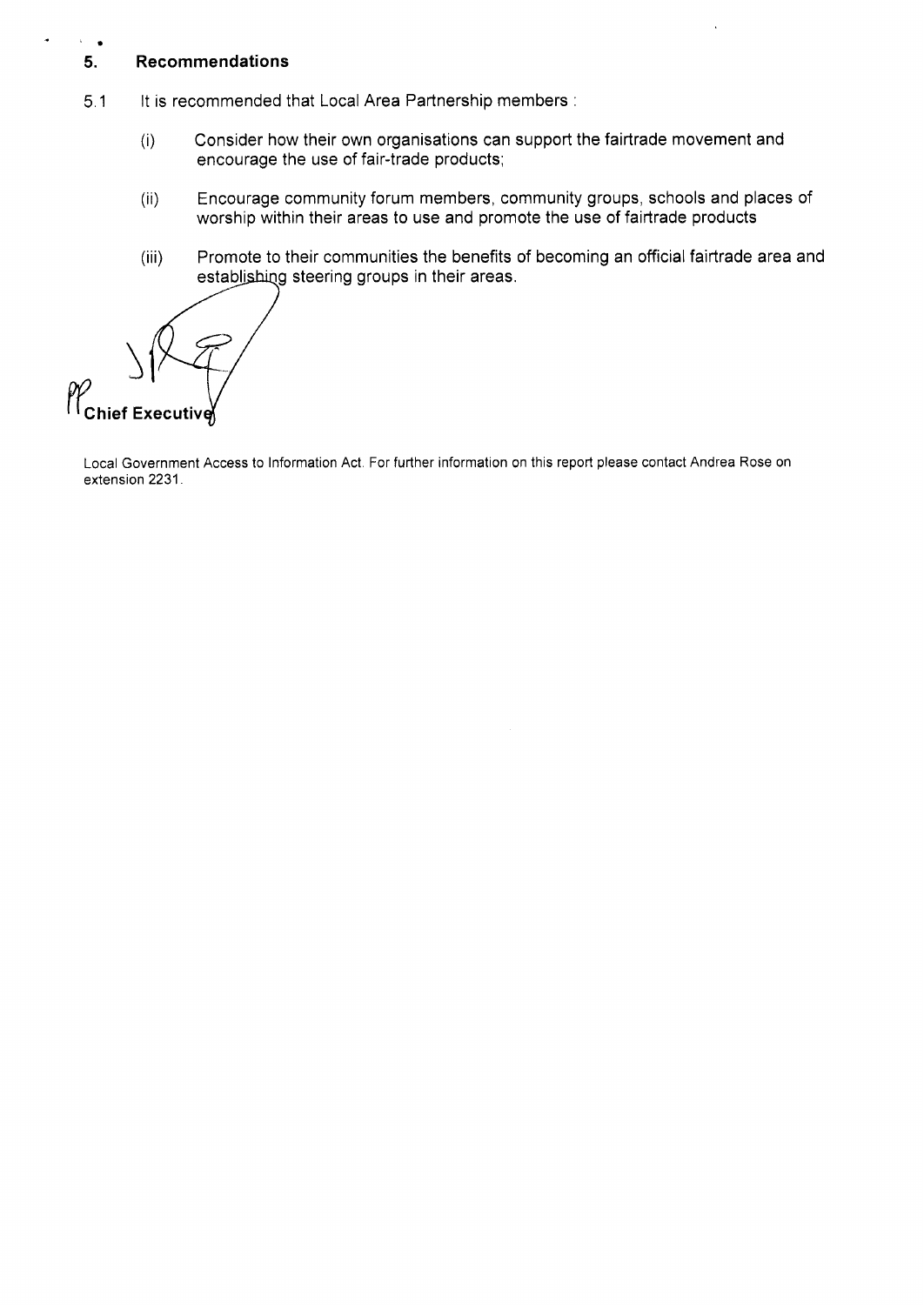## 5. Recommendations

5.1 It is recommended that Local Area Partnership members :

(i) Consider how their own organisations can support the fairtrade movement and encourage the use of fair-trade products;

(ii) Encourage community forum members, community groups, schools and places of worship within their areas to use and promote the use of fairtrade products

(iii) Promote to their communities the benefits of becoming an official fairtrade area and establishing steering groups in their areas.

pp **Chief Executive**

Local Government Access to Information Act. For further information on this report please contact Andrea Rose on extension 2231.